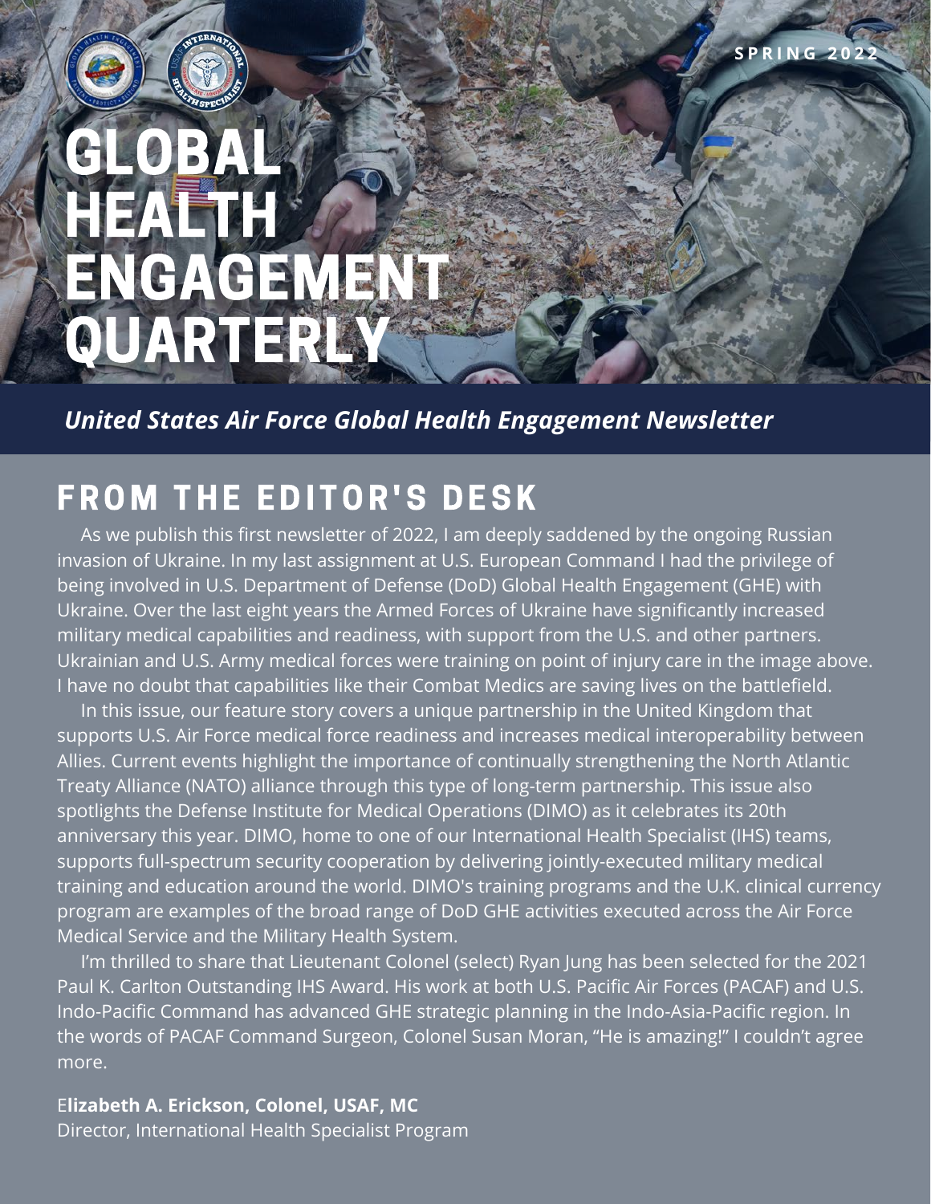SPRING 2022

# GLOBAL HEALTH ENGAGEMENT QUARTERLY

*United States Air Force Global Health Engagement Newsletter*

## FROM THE EDITOR'S DESK

As we publish this first newsletter of 2022, I am deeply saddened by the ongoing Russian invasion of Ukraine. In my last assignment at U.S. European Command I had the privilege of being involved in U.S. Department of Defense (DoD) Global Health Engagement (GHE) with Ukraine. Over the last eight years the Armed Forces of Ukraine have significantly increased military medical capabilities and readiness, with support from the U.S. and other partners. Ukrainian and U.S. Army medical forces were training on point of injury care in the image above. I have no doubt that capabilities like their Combat Medics are saving lives on the battlefield.

In this issue, our feature story covers a unique partnership in the United Kingdom that supports U.S. Air Force medical force readiness and increases medical interoperability between Allies. Current events highlight the importance of continually strengthening the North Atlantic Treaty Alliance (NATO) alliance through this type of long-term partnership. This issue also spotlights the Defense Institute for Medical Operations (DIMO) as it celebrates its 20th anniversary this year. DIMO, home to one of our International Health Specialist (IHS) teams, supports full-spectrum security cooperation by delivering jointly-executed military medical training and education around the world. DIMO's training programs and the U.K. clinical currency program are examples of the broad range of DoD GHE activities executed across the Air Force Medical Service and the Military Health System.

I'm thrilled to share that Lieutenant Colonel (select) Ryan Jung has been selected for the 2021 Paul K. Carlton Outstanding IHS Award. His work at both U.S. Pacific Air Forces (PACAF) and U.S. Indo-Pacific Command has advanced GHE strategic planning in the Indo-Asia-Pacific region. In the words of PACAF Command Surgeon, Colonel Susan Moran, "He is amazing!" I couldn't agree more.

**Elizabeth A. Erickson, Colonel, USAF, MC**
Director, International Health Specialist Program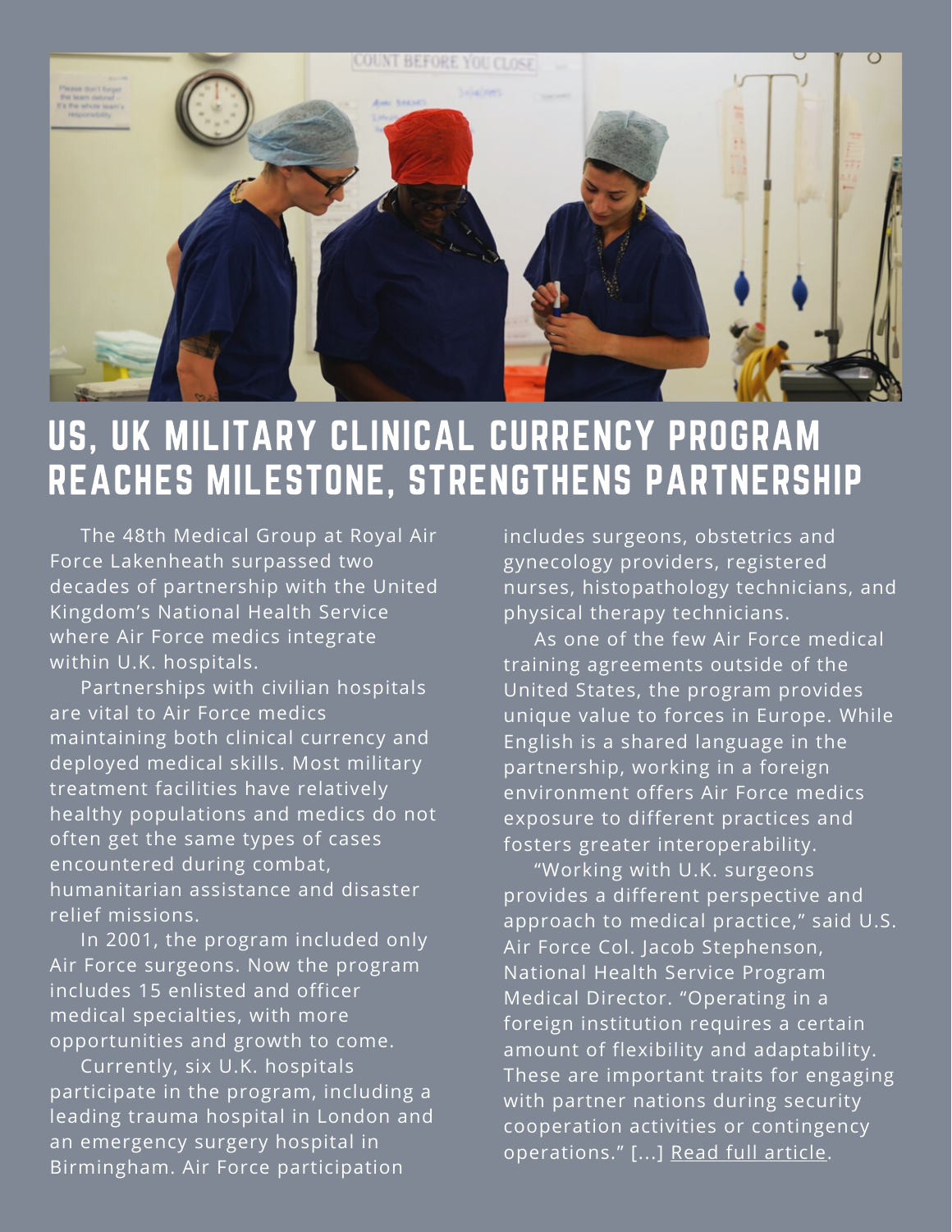# US, UK MILITARY CLINICAL CURRENCY PROGRAM REACHES MILESTONE, STRENGTHENS PARTNERSHIP

The 48th Medical Group at Royal Air Force Lakenheath surpassed two decades of partnership with the United Kingdom's National Health Service where Air Force medics integrate within U.K. hospitals.

Partnerships with civilian hospitals are vital to Air Force medics maintaining both clinical currency and deployed medical skills. Most military treatment facilities have relatively healthy populations and medics do not often get the same types of cases encountered during combat, humanitarian assistance and disaster relief missions.

In 2001, the program included only Air Force surgeons. Now the program includes 15 enlisted and officer medical specialties, with more opportunities and growth to come.

Currently, six U.K. hospitals participate in the program, including a leading trauma hospital in London and an emergency surgery hospital in Birmingham. Air Force participation includes surgeons, obstetrics and gynecology providers, registered nurses, histopathology technicians, and physical therapy technicians.

As one of the few Air Force medical training agreements outside of the United States, the program provides unique value to forces in Europe. While English is a shared language in the partnership, working in a foreign environment offers Air Force medics exposure to different practices and fosters greater interoperability.

"Working with U.K. surgeons provides a different perspective and approach to medical practice," said U.S. Air Force Col. Jacob Stephenson, National Health Service Program Medical Director. "Operating in a foreign institution requires a certain amount of flexibility and adaptability. These are important traits for engaging with partner nations during security cooperation activities or contingency operations." [...] Read full article.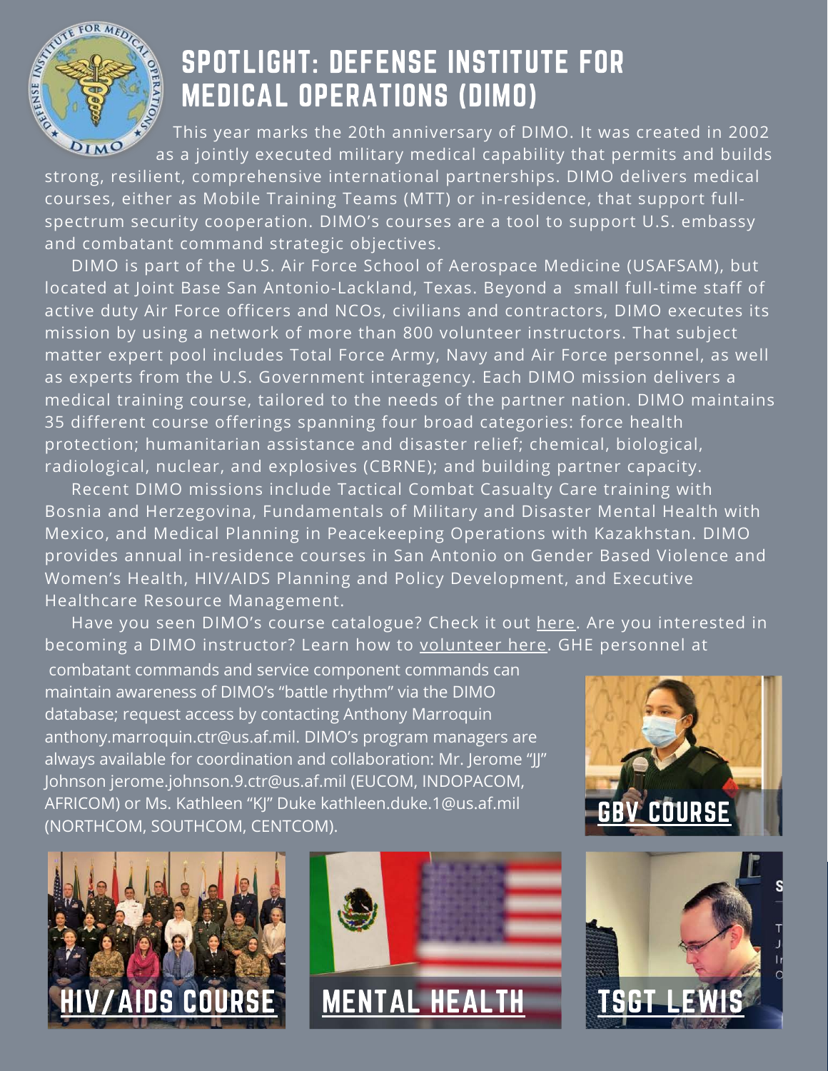# SPOTLIGHT: DEFENSE INSTITUTE FOR MEDICAL OPERATIONS (DIMO)

This year marks the 20th anniversary of DIMO. It was created in 2002 as a jointly executed military medical capability that permits and builds strong, resilient, comprehensive international partnerships. DIMO delivers medical courses, either as Mobile Training Teams (MTT) or in-residence, that support full-spectrum security cooperation. DIMO's courses are a tool to support U.S. embassy and combatant command strategic objectives.

DIMO is part of the U.S. Air Force School of Aerospace Medicine (USAFSAM), but located at Joint Base San Antonio-Lackland, Texas. Beyond a small full-time staff of active duty Air Force officers and NCOs, civilians and contractors, DIMO executes its mission by using a network of more than 800 volunteer instructors. That subject matter expert pool includes Total Force Army, Navy and Air Force personnel, as well as experts from the U.S. Government interagency. Each DIMO mission delivers a medical training course, tailored to the needs of the partner nation. DIMO maintains 35 different course offerings spanning four broad categories: force health protection; humanitarian assistance and disaster relief; chemical, biological, radiological, nuclear, and explosives (CBRNE); and building partner capacity.

Recent DIMO missions include Tactical Combat Casualty Care training with Bosnia and Herzegovina, Fundamentals of Military and Disaster Mental Health with Mexico, and Medical Planning in Peacekeeping Operations with Kazakhstan. DIMO provides annual in-residence courses in San Antonio on Gender Based Violence and Women's Health, HIV/AIDS Planning and Policy Development, and Executive Healthcare Resource Management.

Have you seen DIMO's course catalogue? Check it out here. Are you interested in becoming a DIMO instructor? Learn how to volunteer here. GHE personnel at combatant commands and service component commands can maintain awareness of DIMO's "battle rhythm" via the DIMO database; request access by contacting Anthony Marroquin anthony.marroquin.ctr@us.af.mil. DIMO's program managers are always available for coordination and collaboration: Mr. Jerome "JJ" Johnson jerome.johnson.9.ctr@us.af.mil (EUCOM, INDOPACOM, AFRICOM) or Ms. Kathleen "KJ" Duke kathleen.duke.1@us.af.mil (NORTHCOM, SOUTHCOM, CENTCOM).

GBV COURSE

HIV/AIDS COURSE

MENTAL HEALTH

TSGT LEWIS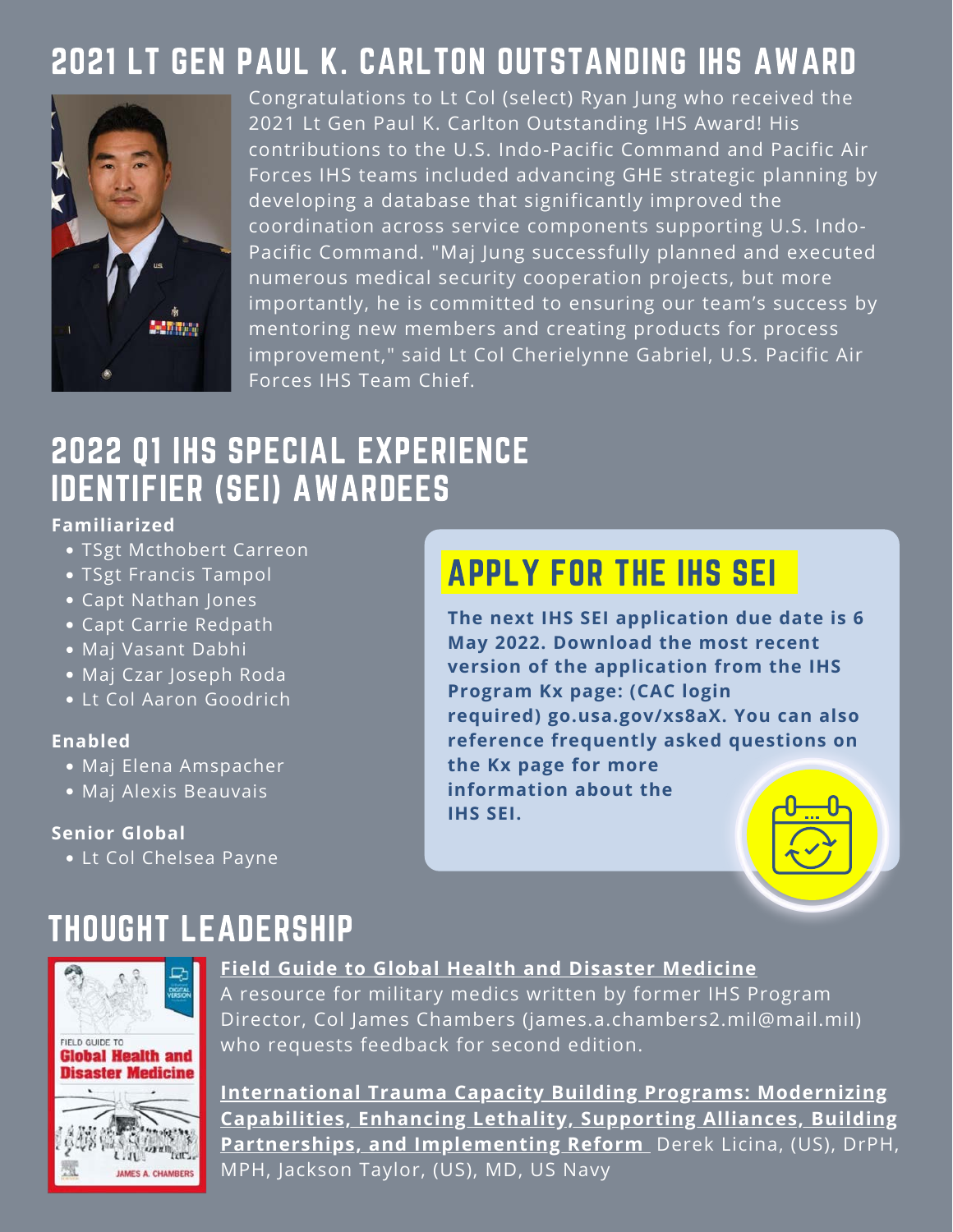## 2021 LT GEN PAUL K. CARLTON OUTSTANDING IHS AWARD

Congratulations to Lt Col (select) Ryan Jung who received the 2021 Lt Gen Paul K. Carlton Outstanding IHS Award! His contributions to the U.S. Indo-Pacific Command and Pacific Air Forces IHS teams included advancing GHE strategic planning by developing a database that significantly improved the coordination across service components supporting U.S. Indo-Pacific Command. "Maj Jung successfully planned and executed numerous medical security cooperation projects, but more importantly, he is committed to ensuring our team's success by mentoring new members and creating products for process improvement," said Lt Col Cherielynne Gabriel, U.S. Pacific Air Forces IHS Team Chief.

## 2022 Q1 IHS SPECIAL EXPERIENCE IDENTIFIER (SEI) AWARDEES

**Familiarized**

- TSgt Mcthobert Carreon
- TSgt Francis Tampol
- Capt Nathan Jones
- Capt Carrie Redpath
- Maj Vasant Dabhi
- Maj Czar Joseph Roda
- Lt Col Aaron Goodrich

**Enabled**

- Maj Elena Amspacher
- Maj Alexis Beauvais

**Senior Global**

- Lt Col Chelsea Payne

### APPLY FOR THE IHS SEI

**The next IHS SEI application due date is 6 May 2022. Download the most recent version of the application from the IHS Program Kx page: (CAC login required) go.usa.gov/xs8aX. You can also reference frequently asked questions on the Kx page for more information about the IHS SEI.**

## THOUGHT LEADERSHIP

**Field Guide to Global Health and Disaster Medicine**
A resource for military medics written by former IHS Program Director, Col James Chambers (james.a.chambers2.mil@mail.mil) who requests feedback for second edition.

**International Trauma Capacity Building Programs: Modernizing Capabilities, Enhancing Lethality, Supporting Alliances, Building Partnerships, and Implementing Reform** Derek Licina, (US), DrPH, MPH, Jackson Taylor, (US), MD, US Navy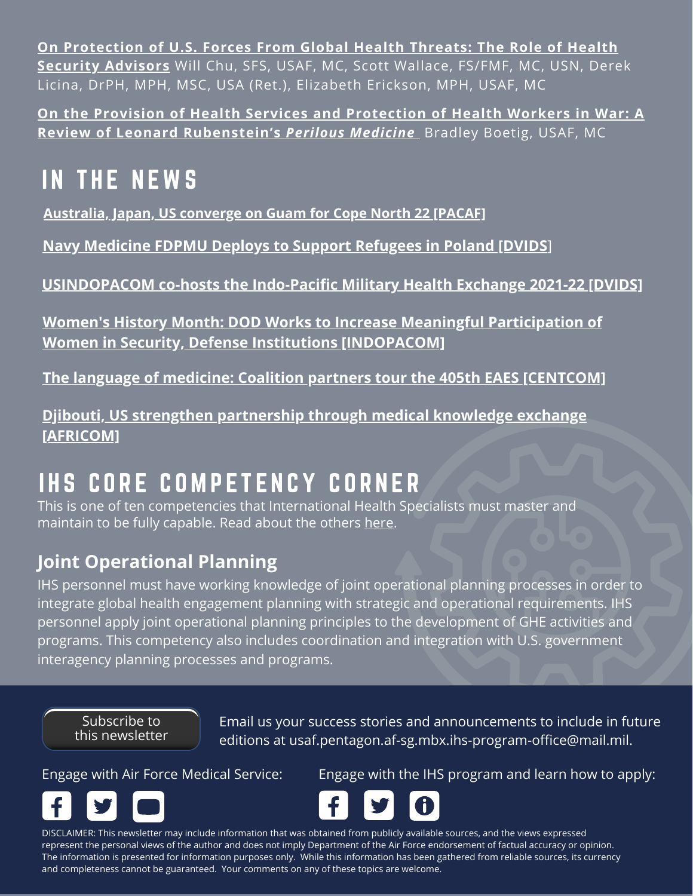**On Protection of U.S. Forces From Global Health Threats: The Role of Health Security Advisors** Will Chu, SFS, USAF, MC, Scott Wallace, FS/FMF, MC, USN, Derek Licina, DrPH, MPH, MSC, USA (Ret.), Elizabeth Erickson, MPH, USAF, MC

**On the Provision of Health Services and Protection of Health Workers in War: A Review of Leonard Rubenstein's *Perilous Medicine*** Bradley Boetig, USAF, MC

# IN THE NEWS

**Australia, Japan, US converge on Guam for Cope North 22 [PACAF]**

**Navy Medicine FDPMU Deploys to Support Refugees in Poland [DVIDS]**

**USINDOPACOM co-hosts the Indo-Pacific Military Health Exchange 2021-22 [DVIDS]**

**Women's History Month: DOD Works to Increase Meaningful Participation of Women in Security, Defense Institutions [INDOPACOM]**

**The language of medicine: Coalition partners tour the 405th EAES [CENTCOM]**

**Djibouti, US strengthen partnership through medical knowledge exchange [AFRICOM]**

# IHS CORE COMPETENCY CORNER

This is one of ten competencies that International Health Specialists must master and maintain to be fully capable. Read about the others here.

## Joint Operational Planning

IHS personnel must have working knowledge of joint operational planning processes in order to integrate global health engagement planning with strategic and operational requirements. IHS personnel apply joint operational planning principles to the development of GHE activities and programs. This competency also includes coordination and integration with U.S. government interagency planning processes and programs.

Subscribe to this newsletter

Email us your success stories and announcements to include in future editions at usaf.pentagon.af-sg.mbx.ihs-program-office@mail.mil.

Engage with Air Force Medical Service:

Engage with the IHS program and learn how to apply:

DISCLAIMER: This newsletter may include information that was obtained from publicly available sources, and the views expressed represent the personal views of the author and does not imply Department of the Air Force endorsement of factual accuracy or opinion. The information is presented for information purposes only. While this information has been gathered from reliable sources, its currency and completeness cannot be guaranteed. Your comments on any of these topics are welcome.